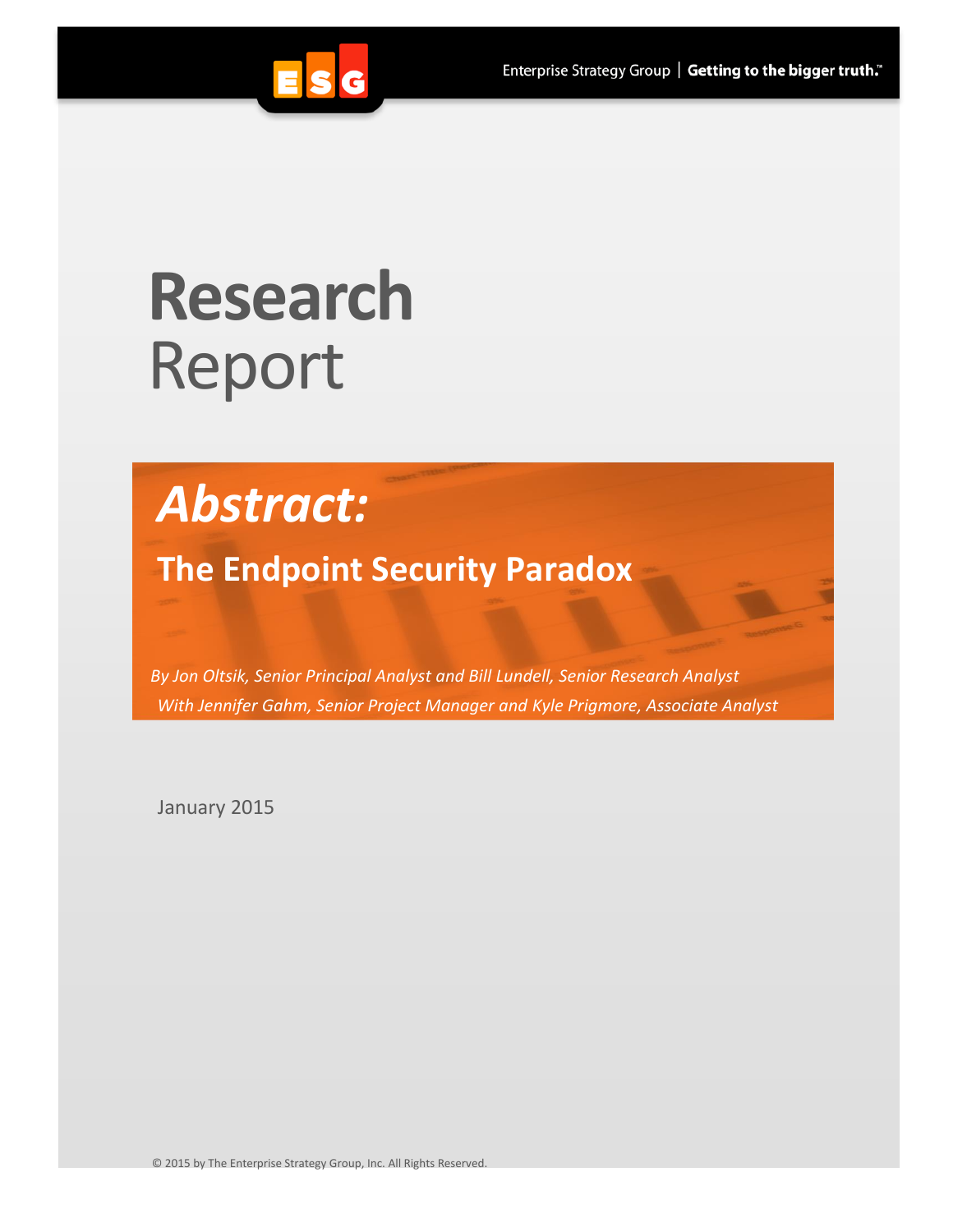# Research Report

## *Abstract:*

## The Endpoint Security Paradox

*By Jon Oltsik, Senior Principal Analyst and Bill Lundell, Senior Research Analyst*
*With Jennifer Gahm, Senior Project Manager and Kyle Prigmore, Associate Analyst*

January 2015

© 2015 by The Enterprise Strategy Group, Inc. All Rights Reserved.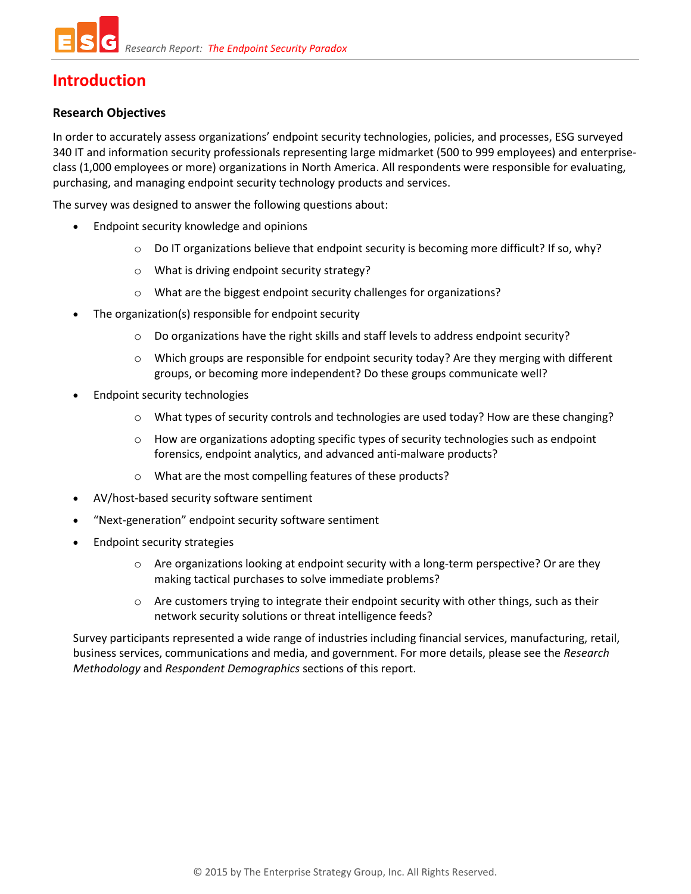# Introduction

### Research Objectives

In order to accurately assess organizations' endpoint security technologies, policies, and processes, ESG surveyed 340 IT and information security professionals representing large midmarket (500 to 999 employees) and enterprise-class (1,000 employees or more) organizations in North America. All respondents were responsible for evaluating, purchasing, and managing endpoint security technology products and services.

The survey was designed to answer the following questions about:

- Endpoint security knowledge and opinions
    - Do IT organizations believe that endpoint security is becoming more difficult? If so, why?
    - What is driving endpoint security strategy?
    - What are the biggest endpoint security challenges for organizations?
- The organization(s) responsible for endpoint security
    - Do organizations have the right skills and staff levels to address endpoint security?
    - Which groups are responsible for endpoint security today? Are they merging with different groups, or becoming more independent? Do these groups communicate well?
- Endpoint security technologies
    - What types of security controls and technologies are used today? How are these changing?
    - How are organizations adopting specific types of security technologies such as endpoint forensics, endpoint analytics, and advanced anti-malware products?
    - What are the most compelling features of these products?
- AV/host-based security software sentiment
- "Next-generation" endpoint security software sentiment
- Endpoint security strategies
    - Are organizations looking at endpoint security with a long-term perspective? Or are they making tactical purchases to solve immediate problems?
    - Are customers trying to integrate their endpoint security with other things, such as their network security solutions or threat intelligence feeds?

Survey participants represented a wide range of industries including financial services, manufacturing, retail, business services, communications and media, and government. For more details, please see the *Research Methodology* and *Respondent Demographics* sections of this report.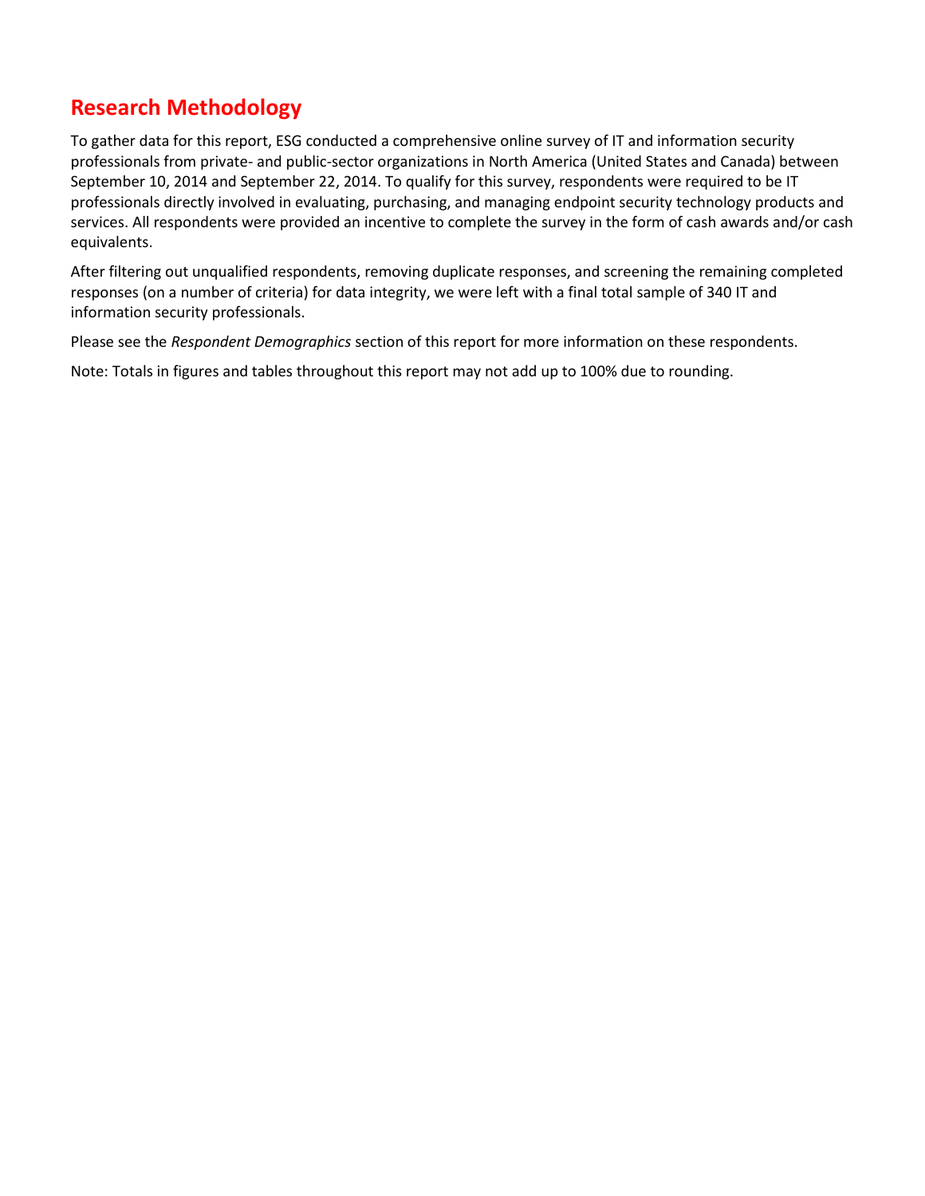## Research Methodology

To gather data for this report, ESG conducted a comprehensive online survey of IT and information security professionals from private- and public-sector organizations in North America (United States and Canada) between September 10, 2014 and September 22, 2014. To qualify for this survey, respondents were required to be IT professionals directly involved in evaluating, purchasing, and managing endpoint security technology products and services. All respondents were provided an incentive to complete the survey in the form of cash awards and/or cash equivalents.

After filtering out unqualified respondents, removing duplicate responses, and screening the remaining completed responses (on a number of criteria) for data integrity, we were left with a final total sample of 340 IT and information security professionals.

Please see the *Respondent Demographics* section of this report for more information on these respondents.

Note: Totals in figures and tables throughout this report may not add up to 100% due to rounding.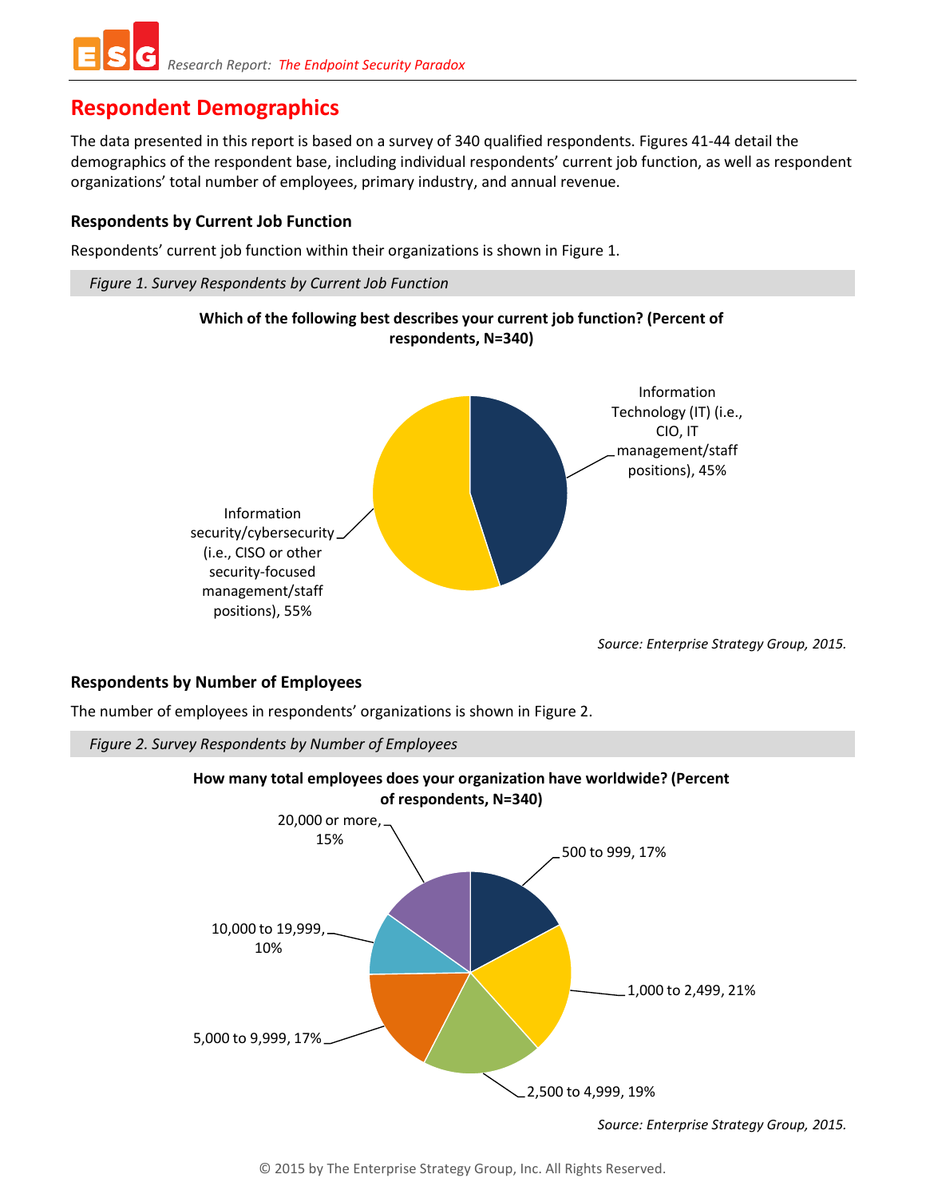## Respondent Demographics

The data presented in this report is based on a survey of 340 qualified respondents. Figures 41-44 detail the demographics of the respondent base, including individual respondents' current job function, as well as respondent organizations' total number of employees, primary industry, and annual revenue.

### Respondents by Current Job Function

Respondents' current job function within their organizations is shown in Figure 1.

*Figure 1. Survey Respondents by Current Job Function*

**Which of the following best describes your current job function? (Percent of respondents, N=340)**

- Information Technology (IT) (i.e., CIO, IT management/staff positions), 45%
- Information security/cybersecurity (i.e., CISO or other security-focused management/staff positions), 55%

*Source: Enterprise Strategy Group, 2015.*

### Respondents by Number of Employees

The number of employees in respondents' organizations is shown in Figure 2.

*Figure 2. Survey Respondents by Number of Employees*

**How many total employees does your organization have worldwide? (Percent of respondents, N=340)**

- 500 to 999, 17%
- 1,000 to 2,499, 21%
- 2,500 to 4,999, 19%
- 5,000 to 9,999, 17%
- 10,000 to 19,999, 10%
- 20,000 or more, 15%

*Source: Enterprise Strategy Group, 2015.*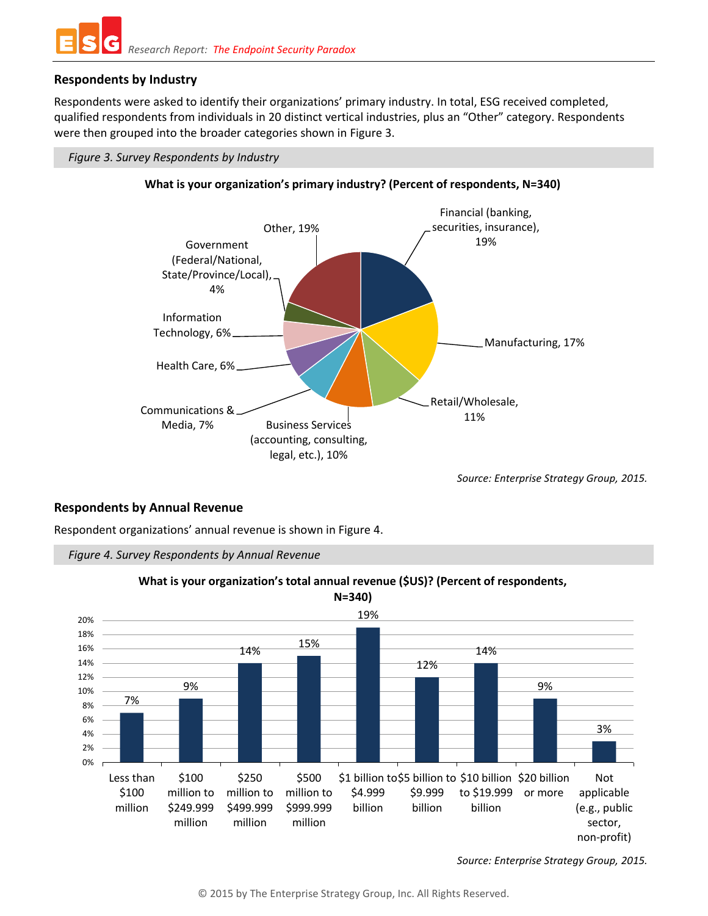## Respondents by Industry

Respondents were asked to identify their organizations' primary industry. In total, ESG received completed, qualified respondents from individuals in 20 distinct vertical industries, plus an "Other" category. Respondents were then grouped into the broader categories shown in Figure 3.

*Figure 3. Survey Respondents by Industry*

**What is your organization's primary industry? (Percent of respondents, N=340)**

| Industry | Percent |
|---|---|
| Financial (banking, securities, insurance) | 19% |
| Manufacturing | 17% |
| Retail/Wholesale | 11% |
| Business Services (accounting, consulting, legal, etc.) | 10% |
| Communications & Media | 7% |
| Health Care | 6% |
| Information Technology | 6% |
| Government (Federal/National, State/Province/Local) | 4% |
| Other | 19% |

*Source: Enterprise Strategy Group, 2015.*

## Respondents by Annual Revenue

Respondent organizations' annual revenue is shown in Figure 4.

*Figure 4. Survey Respondents by Annual Revenue*

**What is your organization's total annual revenue ($US)? (Percent of respondents, N=340)**

| Annual revenue | Percent |
|---|---|
| Less than $100 million | 7% |
| $100 million to $249.999 million | 9% |
| $250 million to $499.999 million | 14% |
| $500 million to $999.999 million | 15% |
| $1 billion to $4.999 billion | 19% |
| $5 billion to $9.999 billion | 12% |
| $10 billion to $19.999 billion | 14% |
| $20 billion or more | 9% |
| Not applicable (e.g., public sector, non-profit) | 3% |

*Source: Enterprise Strategy Group, 2015.*

© 2015 by The Enterprise Strategy Group, Inc. All Rights Reserved.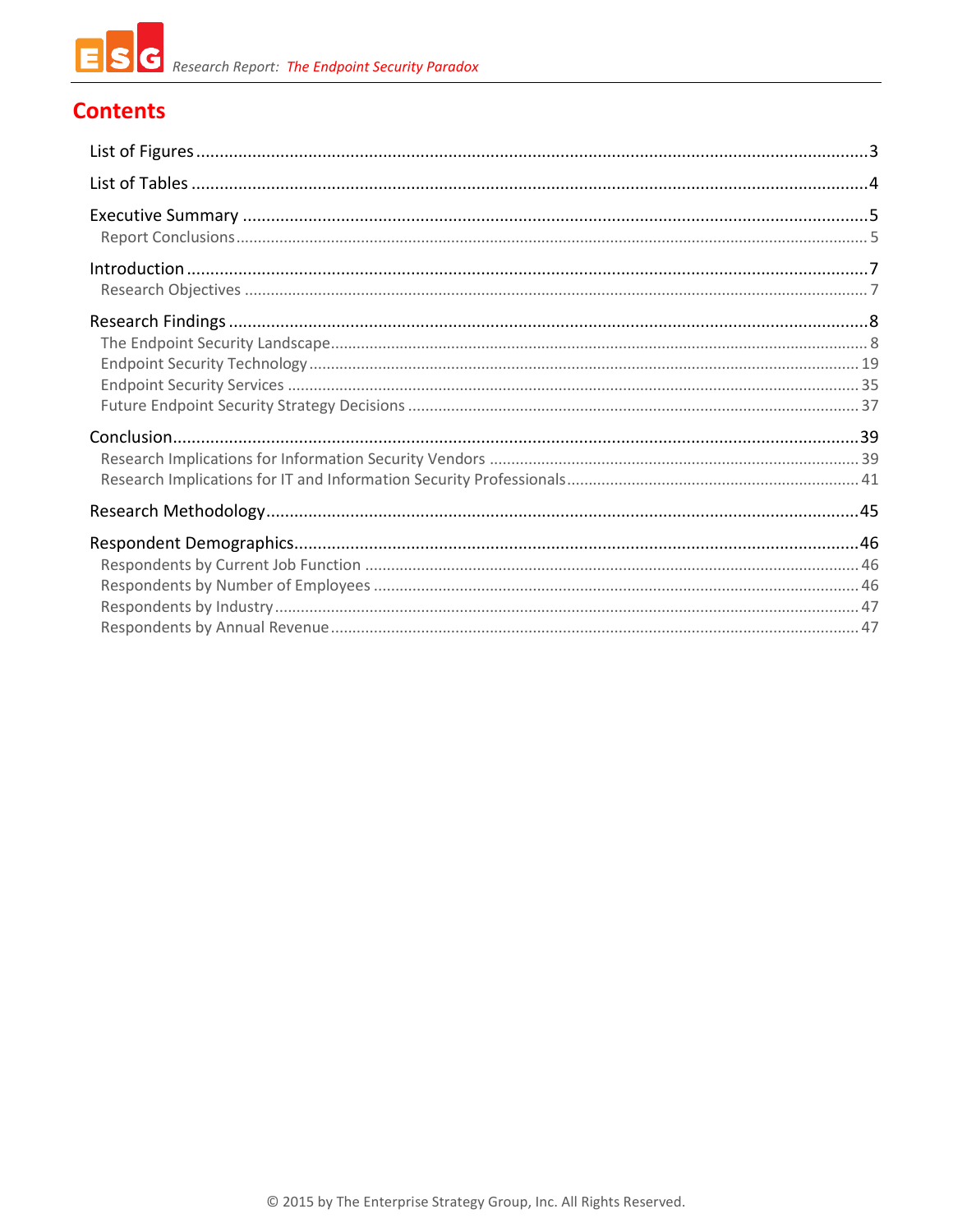# Contents

List of Figures ........................................................................................................................................3

List of Tables ...........................................................................................................................................4

Executive Summary ...............................................................................................................................5
  Report Conclusions ..........................................................................................................................5

Introduction ............................................................................................................................................7
  Research Objectives .........................................................................................................................7

Research Findings .................................................................................................................................8
  The Endpoint Security Landscape ....................................................................................................8
  Endpoint Security Technology .........................................................................................................19
  Endpoint Security Services ..............................................................................................................35
  Future Endpoint Security Strategy Decisions ..................................................................................37

Conclusion .............................................................................................................................................39
  Research Implications for Information Security Vendors ................................................................39
  Research Implications for IT and Information Security Professionals .............................................41

Research Methodology ..........................................................................................................................45

Respondent Demographics ...................................................................................................................46
  Respondents by Current Job Function ............................................................................................46
  Respondents by Number of Employees ...........................................................................................46
  Respondents by Industry .................................................................................................................47
  Respondents by Annual Revenue ....................................................................................................47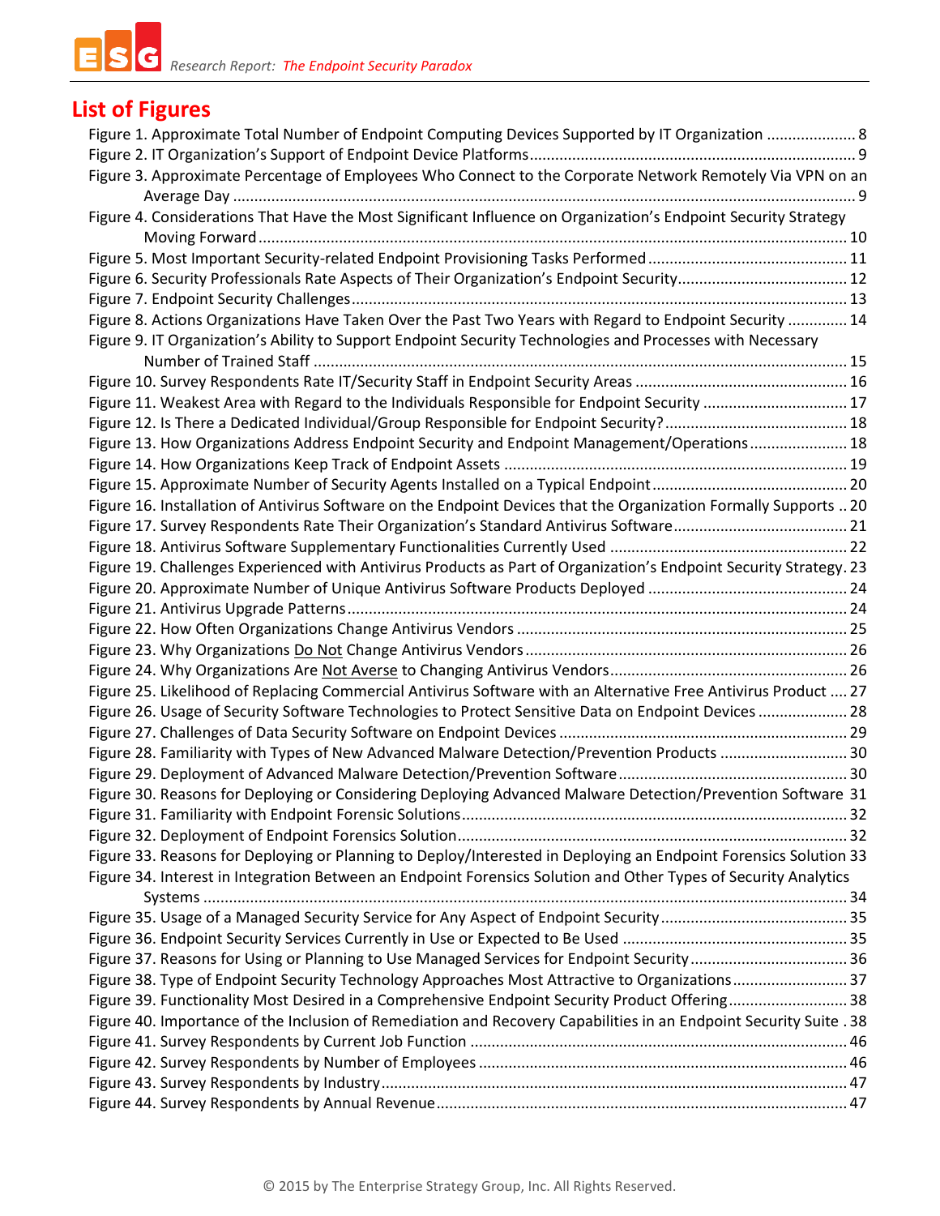## List of Figures

Figure 1. Approximate Total Number of Endpoint Computing Devices Supported by IT Organization ..................... 8
Figure 2. IT Organization's Support of Endpoint Device Platforms........................................................................... 9
Figure 3. Approximate Percentage of Employees Who Connect to the Corporate Network Remotely Via VPN on an Average Day ............................................................................................................................................. 9
Figure 4. Considerations That Have the Most Significant Influence on Organization's Endpoint Security Strategy Moving Forward ........................................................................................................................................ 10
Figure 5. Most Important Security-related Endpoint Provisioning Tasks Performed .............................................. 11
Figure 6. Security Professionals Rate Aspects of Their Organization's Endpoint Security........................................ 12
Figure 7. Endpoint Security Challenges.................................................................................................................... 13
Figure 8. Actions Organizations Have Taken Over the Past Two Years with Regard to Endpoint Security .............. 14
Figure 9. IT Organization's Ability to Support Endpoint Security Technologies and Processes with Necessary Number of Trained Staff ........................................................................................................................... 15
Figure 10. Survey Respondents Rate IT/Security Staff in Endpoint Security Areas .................................................. 16
Figure 11. Weakest Area with Regard to the Individuals Responsible for Endpoint Security .................................. 17
Figure 12. Is There a Dedicated Individual/Group Responsible for Endpoint Security?........................................... 18
Figure 13. How Organizations Address Endpoint Security and Endpoint Management/Operations....................... 18
Figure 14. How Organizations Keep Track of Endpoint Assets ................................................................................ 19
Figure 15. Approximate Number of Security Agents Installed on a Typical Endpoint.............................................. 20
Figure 16. Installation of Antivirus Software on the Endpoint Devices that the Organization Formally Supports .. 20
Figure 17. Survey Respondents Rate Their Organization's Standard Antivirus Software......................................... 21
Figure 18. Antivirus Software Supplementary Functionalities Currently Used ........................................................ 22
Figure 19. Challenges Experienced with Antivirus Products as Part of Organization's Endpoint Security Strategy. 23
Figure 20. Approximate Number of Unique Antivirus Software Products Deployed ............................................... 24
Figure 21. Antivirus Upgrade Patterns..................................................................................................................... 24
Figure 22. How Often Organizations Change Antivirus Vendors ............................................................................. 25
Figure 23. Why Organizations <u>Do Not</u> Change Antivirus Vendors ........................................................................... 26
Figure 24. Why Organizations Are <u>Not Averse</u> to Changing Antivirus Vendors........................................................ 26
Figure 25. Likelihood of Replacing Commercial Antivirus Software with an Alternative Free Antivirus Product .... 27
Figure 26. Usage of Security Software Technologies to Protect Sensitive Data on Endpoint Devices ..................... 28
Figure 27. Challenges of Data Security Software on Endpoint Devices .................................................................... 29
Figure 28. Familiarity with Types of New Advanced Malware Detection/Prevention Products .............................. 30
Figure 29. Deployment of Advanced Malware Detection/Prevention Software ...................................................... 30
Figure 30. Reasons for Deploying or Considering Deploying Advanced Malware Detection/Prevention Software 31
Figure 31. Familiarity with Endpoint Forensic Solutions.......................................................................................... 32
Figure 32. Deployment of Endpoint Forensics Solution........................................................................................... 32
Figure 33. Reasons for Deploying or Planning to Deploy/Interested in Deploying an Endpoint Forensics Solution 33
Figure 34. Interest in Integration Between an Endpoint Forensics Solution and Other Types of Security Analytics Systems ...................................................................................................................................................... 34
Figure 35. Usage of a Managed Security Service for Any Aspect of Endpoint Security ............................................ 35
Figure 36. Endpoint Security Services Currently in Use or Expected to Be Used ..................................................... 35
Figure 37. Reasons for Using or Planning to Use Managed Services for Endpoint Security..................................... 36
Figure 38. Type of Endpoint Security Technology Approaches Most Attractive to Organizations........................... 37
Figure 39. Functionality Most Desired in a Comprehensive Endpoint Security Product Offering............................ 38
Figure 40. Importance of the Inclusion of Remediation and Recovery Capabilities in an Endpoint Security Suite . 38
Figure 41. Survey Respondents by Current Job Function ........................................................................................ 46
Figure 42. Survey Respondents by Number of Employees ...................................................................................... 46
Figure 43. Survey Respondents by Industry............................................................................................................. 47
Figure 44. Survey Respondents by Annual Revenue................................................................................................ 47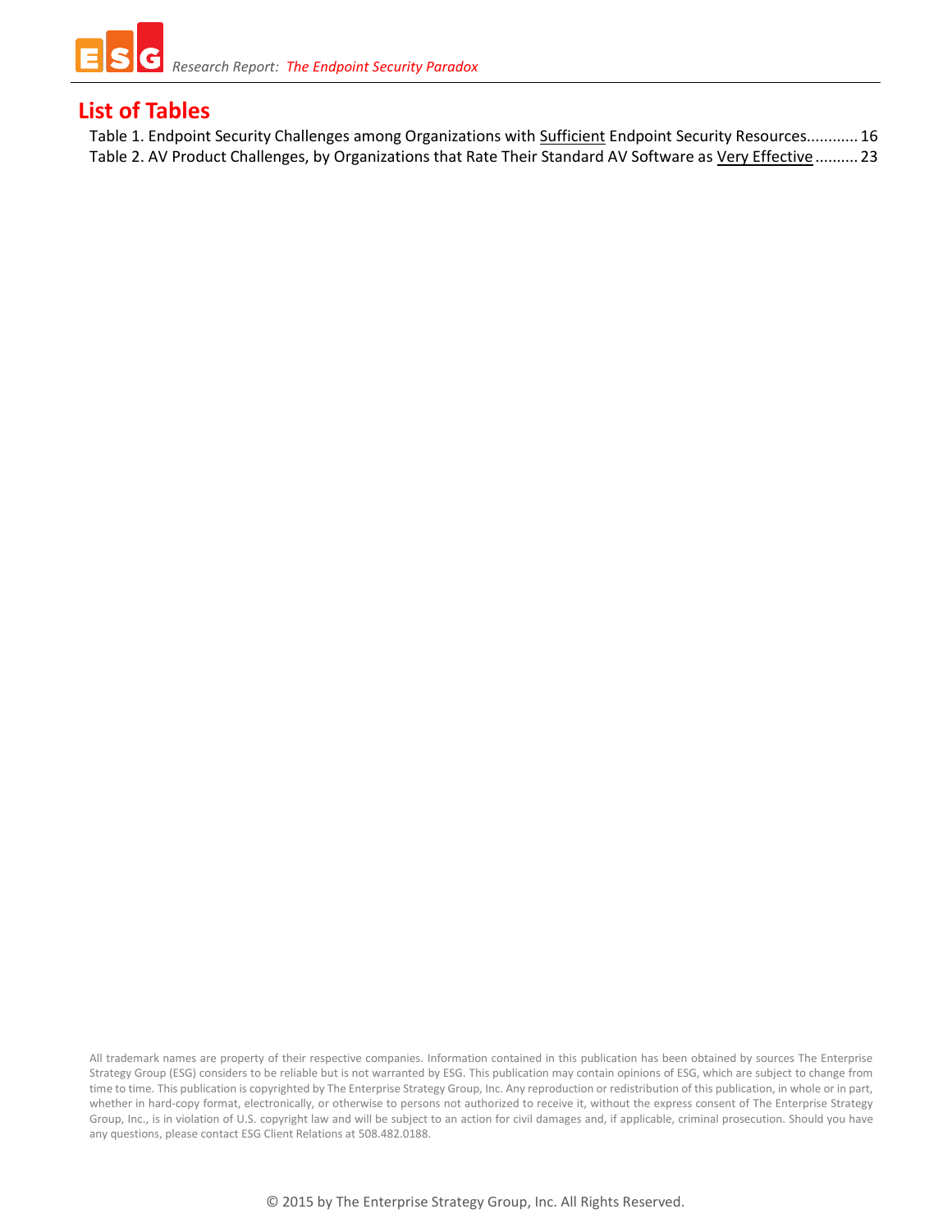## List of Tables

Table 1. Endpoint Security Challenges among Organizations with <u>Sufficient</u> Endpoint Security Resources............ 16
Table 2. AV Product Challenges, by Organizations that Rate Their Standard AV Software as <u>Very Effective</u> .......... 23

All trademark names are property of their respective companies. Information contained in this publication has been obtained by sources The Enterprise Strategy Group (ESG) considers to be reliable but is not warranted by ESG. This publication may contain opinions of ESG, which are subject to change from time to time. This publication is copyrighted by The Enterprise Strategy Group, Inc. Any reproduction or redistribution of this publication, in whole or in part, whether in hard-copy format, electronically, or otherwise to persons not authorized to receive it, without the express consent of The Enterprise Strategy Group, Inc., is in violation of U.S. copyright law and will be subject to an action for civil damages and, if applicable, criminal prosecution. Should you have any questions, please contact ESG Client Relations at 508.482.0188.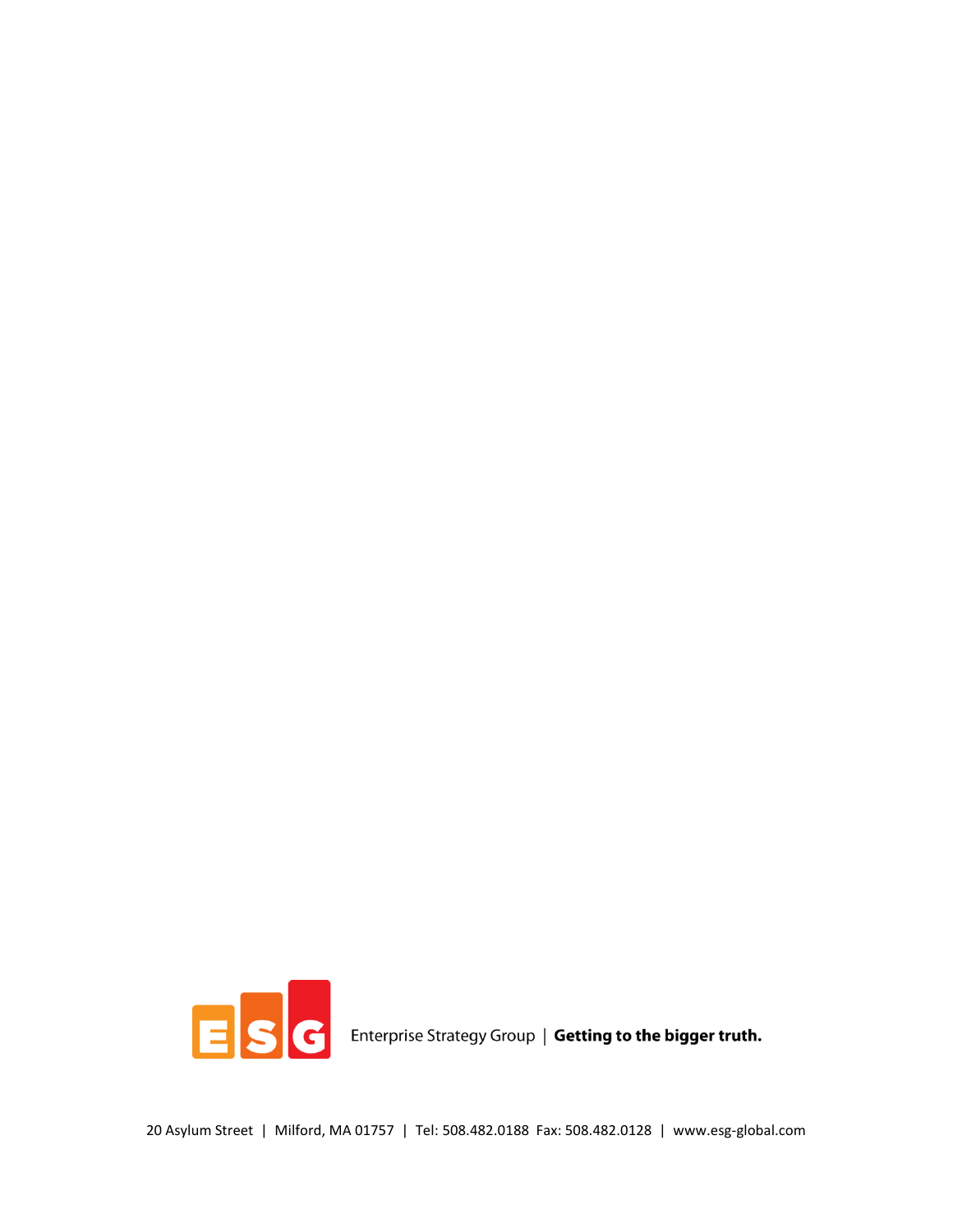Enterprise Strategy Group | **Getting to the bigger truth.**

20 Asylum Street | Milford, MA 01757 | Tel: 508.482.0188 Fax: 508.482.0128 | www.esg-global.com